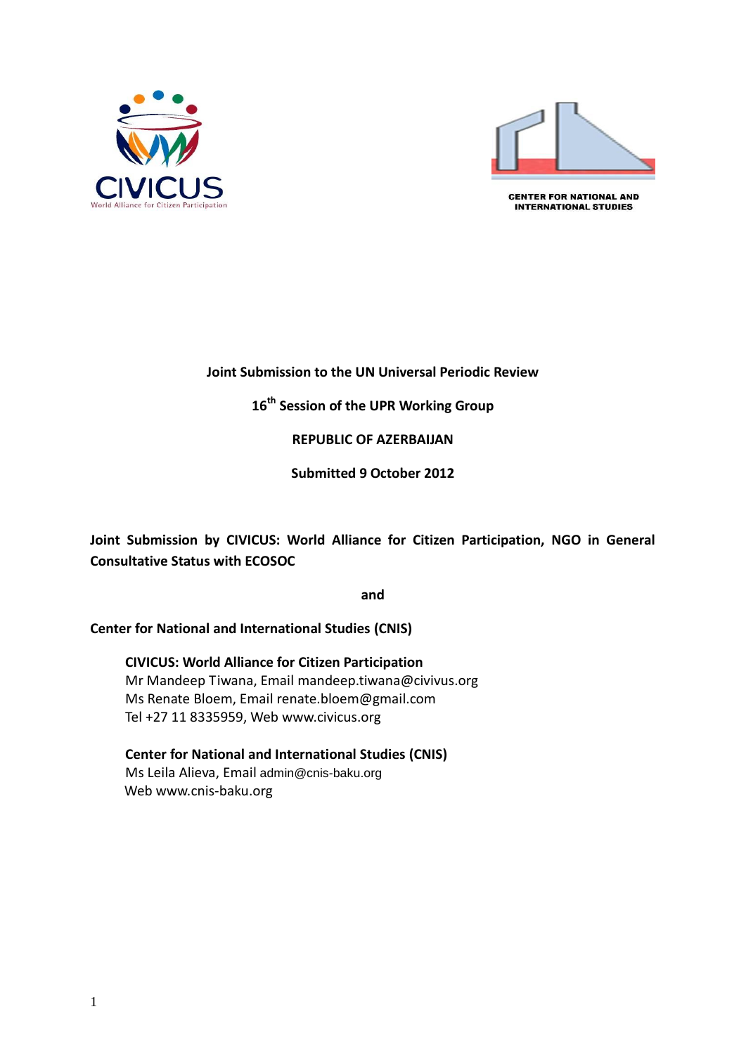CIVICUS
World Alliance for Citizen Participation

CENTER FOR NATIONAL AND INTERNATIONAL STUDIES

**Joint Submission to the UN Universal Periodic Review**

**16th Session of the UPR Working Group**

**REPUBLIC OF AZERBAIJAN**

**Submitted 9 October 2012**

**Joint Submission by CIVICUS: World Alliance for Citizen Participation, NGO in General Consultative Status with ECOSOC**

**and**

**Center for National and International Studies (CNIS)**

**CIVICUS: World Alliance for Citizen Participation**
Mr Mandeep Tiwana, Email mandeep.tiwana@civivus.org
Ms Renate Bloem, Email renate.bloem@gmail.com
Tel +27 11 8335959, Web www.civicus.org

**Center for National and International Studies (CNIS)**
Ms Leila Alieva, Email admin@cnis-baku.org
Web www.cnis-baku.org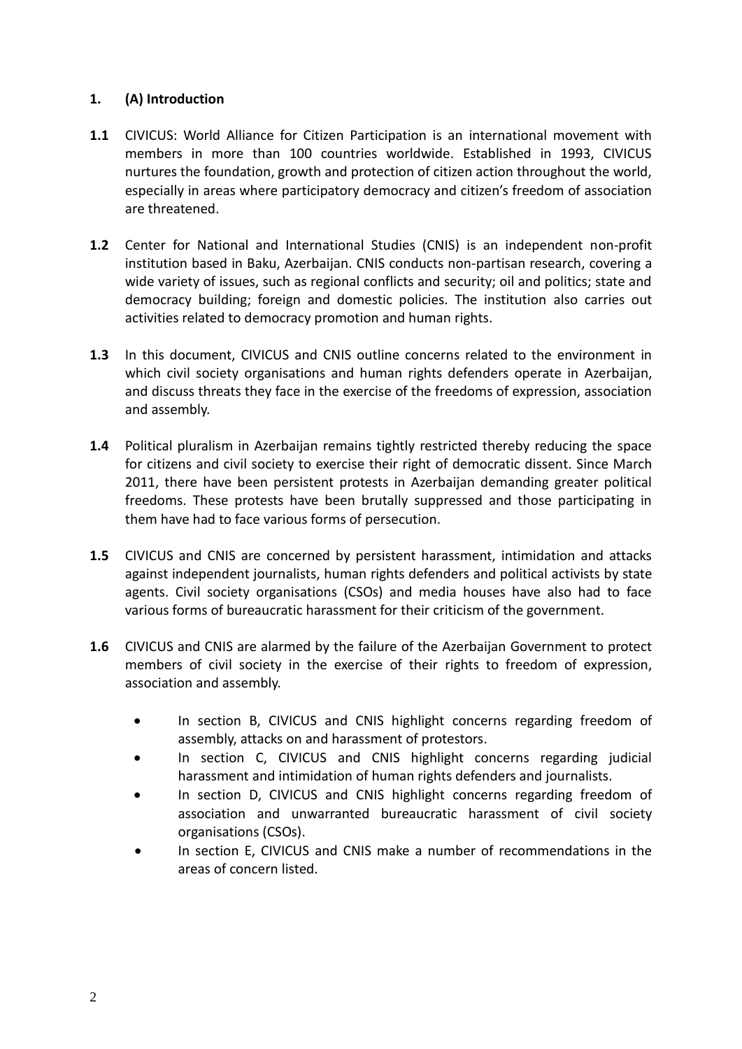## 1. (A) Introduction

**1.1** CIVICUS: World Alliance for Citizen Participation is an international movement with members in more than 100 countries worldwide. Established in 1993, CIVICUS nurtures the foundation, growth and protection of citizen action throughout the world, especially in areas where participatory democracy and citizen's freedom of association are threatened.

**1.2** Center for National and International Studies (CNIS) is an independent non-profit institution based in Baku, Azerbaijan. CNIS conducts non-partisan research, covering a wide variety of issues, such as regional conflicts and security; oil and politics; state and democracy building; foreign and domestic policies. The institution also carries out activities related to democracy promotion and human rights.

**1.3** In this document, CIVICUS and CNIS outline concerns related to the environment in which civil society organisations and human rights defenders operate in Azerbaijan, and discuss threats they face in the exercise of the freedoms of expression, association and assembly.

**1.4** Political pluralism in Azerbaijan remains tightly restricted thereby reducing the space for citizens and civil society to exercise their right of democratic dissent. Since March 2011, there have been persistent protests in Azerbaijan demanding greater political freedoms. These protests have been brutally suppressed and those participating in them have had to face various forms of persecution.

**1.5** CIVICUS and CNIS are concerned by persistent harassment, intimidation and attacks against independent journalists, human rights defenders and political activists by state agents. Civil society organisations (CSOs) and media houses have also had to face various forms of bureaucratic harassment for their criticism of the government.

**1.6** CIVICUS and CNIS are alarmed by the failure of the Azerbaijan Government to protect members of civil society in the exercise of their rights to freedom of expression, association and assembly.

- In section B, CIVICUS and CNIS highlight concerns regarding freedom of assembly, attacks on and harassment of protestors.
- In section C, CIVICUS and CNIS highlight concerns regarding judicial harassment and intimidation of human rights defenders and journalists.
- In section D, CIVICUS and CNIS highlight concerns regarding freedom of association and unwarranted bureaucratic harassment of civil society organisations (CSOs).
- In section E, CIVICUS and CNIS make a number of recommendations in the areas of concern listed.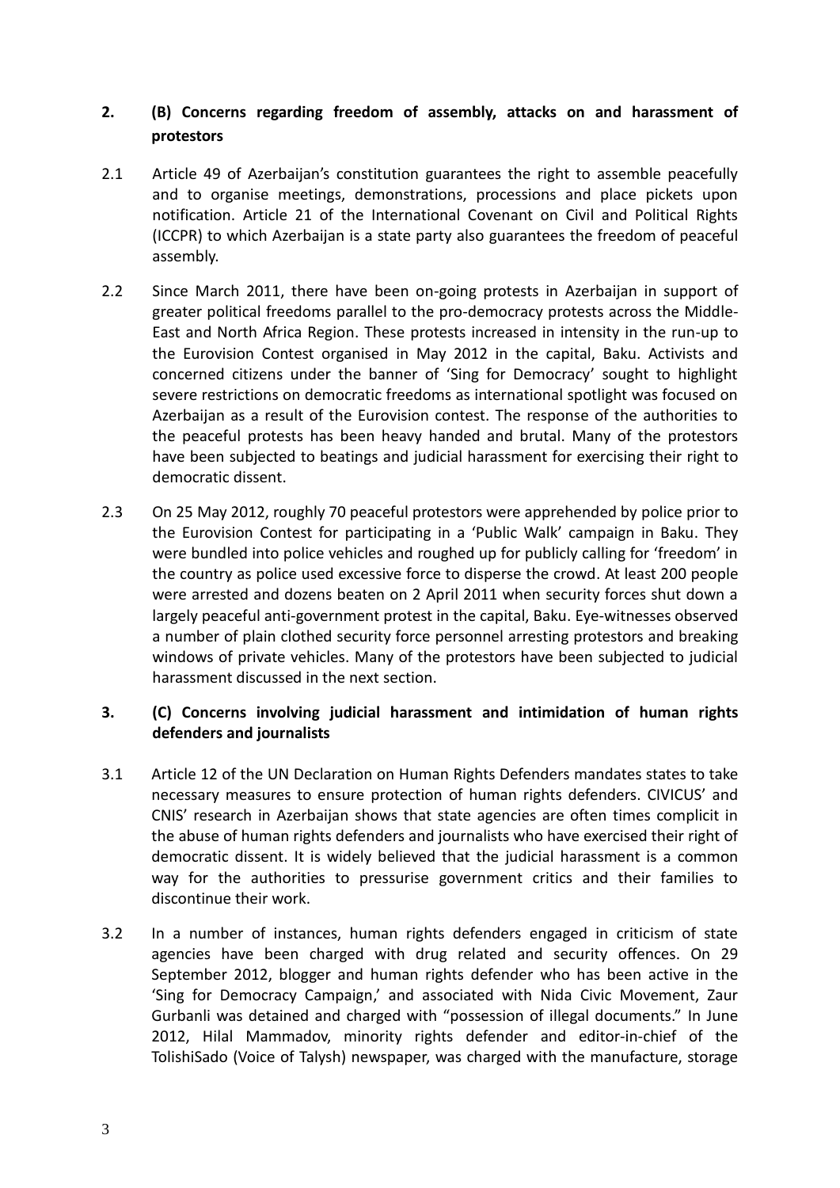## 2. (B) Concerns regarding freedom of assembly, attacks on and harassment of protestors

2.1 Article 49 of Azerbaijan's constitution guarantees the right to assemble peacefully and to organise meetings, demonstrations, processions and place pickets upon notification. Article 21 of the International Covenant on Civil and Political Rights (ICCPR) to which Azerbaijan is a state party also guarantees the freedom of peaceful assembly.

2.2 Since March 2011, there have been on-going protests in Azerbaijan in support of greater political freedoms parallel to the pro-democracy protests across the Middle-East and North Africa Region. These protests increased in intensity in the run-up to the Eurovision Contest organised in May 2012 in the capital, Baku. Activists and concerned citizens under the banner of 'Sing for Democracy' sought to highlight severe restrictions on democratic freedoms as international spotlight was focused on Azerbaijan as a result of the Eurovision contest. The response of the authorities to the peaceful protests has been heavy handed and brutal. Many of the protestors have been subjected to beatings and judicial harassment for exercising their right to democratic dissent.

2.3 On 25 May 2012, roughly 70 peaceful protestors were apprehended by police prior to the Eurovision Contest for participating in a 'Public Walk' campaign in Baku. They were bundled into police vehicles and roughed up for publicly calling for 'freedom' in the country as police used excessive force to disperse the crowd. At least 200 people were arrested and dozens beaten on 2 April 2011 when security forces shut down a largely peaceful anti-government protest in the capital, Baku. Eye-witnesses observed a number of plain clothed security force personnel arresting protestors and breaking windows of private vehicles. Many of the protestors have been subjected to judicial harassment discussed in the next section.

## 3. (C) Concerns involving judicial harassment and intimidation of human rights defenders and journalists

3.1 Article 12 of the UN Declaration on Human Rights Defenders mandates states to take necessary measures to ensure protection of human rights defenders. CIVICUS' and CNIS' research in Azerbaijan shows that state agencies are often times complicit in the abuse of human rights defenders and journalists who have exercised their right of democratic dissent. It is widely believed that the judicial harassment is a common way for the authorities to pressurise government critics and their families to discontinue their work.

3.2 In a number of instances, human rights defenders engaged in criticism of state agencies have been charged with drug related and security offences. On 29 September 2012, blogger and human rights defender who has been active in the 'Sing for Democracy Campaign,' and associated with Nida Civic Movement, Zaur Gurbanli was detained and charged with "possession of illegal documents." In June 2012, Hilal Mammadov, minority rights defender and editor-in-chief of the TolishiSado (Voice of Talysh) newspaper, was charged with the manufacture, storage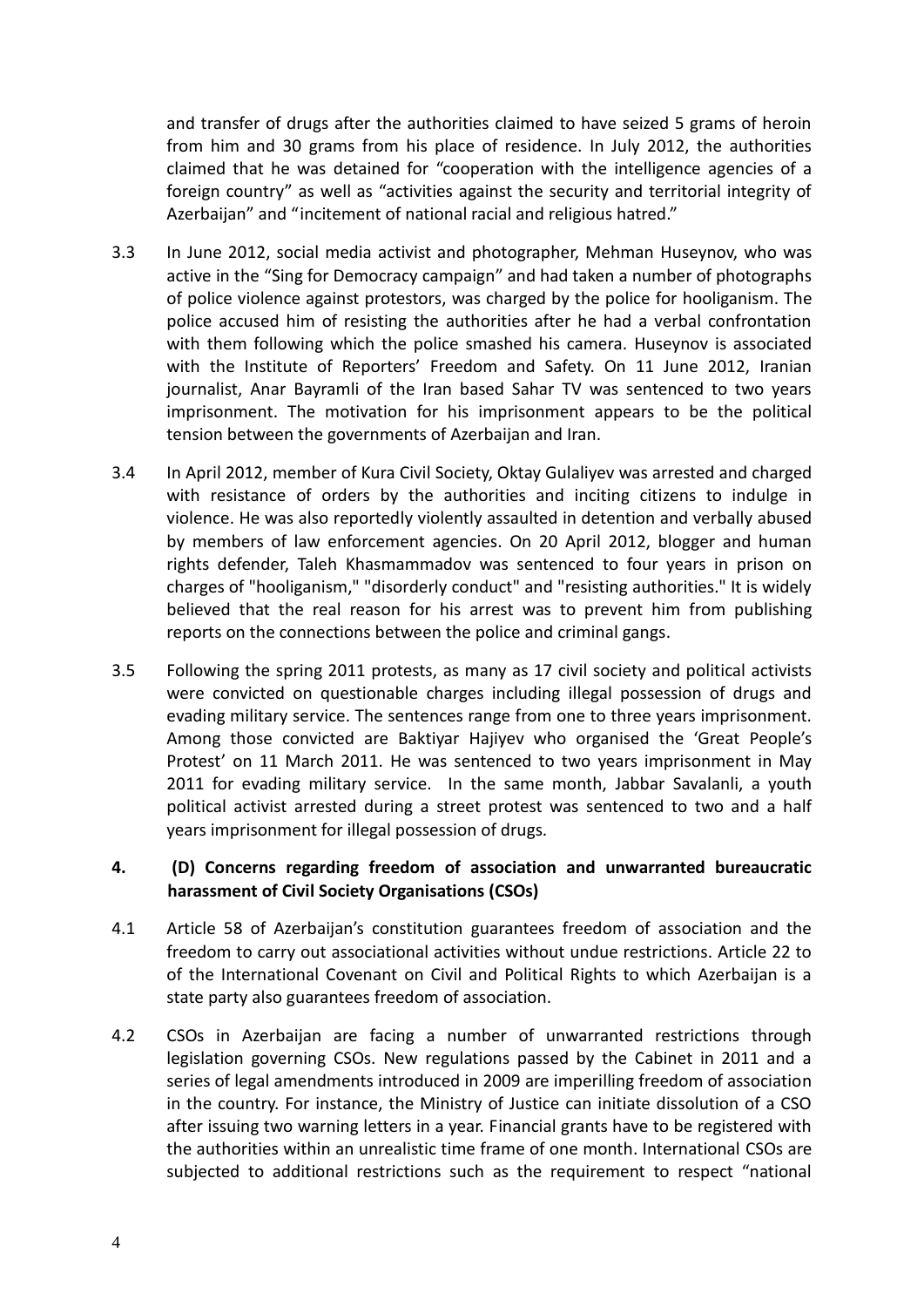and transfer of drugs after the authorities claimed to have seized 5 grams of heroin from him and 30 grams from his place of residence. In July 2012, the authorities claimed that he was detained for "cooperation with the intelligence agencies of a foreign country" as well as "activities against the security and territorial integrity of Azerbaijan" and "incitement of national racial and religious hatred."

3.3 In June 2012, social media activist and photographer, Mehman Huseynov, who was active in the "Sing for Democracy campaign" and had taken a number of photographs of police violence against protestors, was charged by the police for hooliganism. The police accused him of resisting the authorities after he had a verbal confrontation with them following which the police smashed his camera. Huseynov is associated with the Institute of Reporters' Freedom and Safety. On 11 June 2012, Iranian journalist, Anar Bayramli of the Iran based Sahar TV was sentenced to two years imprisonment. The motivation for his imprisonment appears to be the political tension between the governments of Azerbaijan and Iran.

3.4 In April 2012, member of Kura Civil Society, Oktay Gulaliyev was arrested and charged with resistance of orders by the authorities and inciting citizens to indulge in violence. He was also reportedly violently assaulted in detention and verbally abused by members of law enforcement agencies. On 20 April 2012, blogger and human rights defender, Taleh Khasmammadov was sentenced to four years in prison on charges of "hooliganism," "disorderly conduct" and "resisting authorities." It is widely believed that the real reason for his arrest was to prevent him from publishing reports on the connections between the police and criminal gangs.

3.5 Following the spring 2011 protests, as many as 17 civil society and political activists were convicted on questionable charges including illegal possession of drugs and evading military service. The sentences range from one to three years imprisonment. Among those convicted are Baktiyar Hajiyev who organised the 'Great People's Protest' on 11 March 2011. He was sentenced to two years imprisonment in May 2011 for evading military service. In the same month, Jabbar Savalanli, a youth political activist arrested during a street protest was sentenced to two and a half years imprisonment for illegal possession of drugs.

## 4. (D) Concerns regarding freedom of association and unwarranted bureaucratic harassment of Civil Society Organisations (CSOs)

4.1 Article 58 of Azerbaijan's constitution guarantees freedom of association and the freedom to carry out associational activities without undue restrictions. Article 22 to of the International Covenant on Civil and Political Rights to which Azerbaijan is a state party also guarantees freedom of association.

4.2 CSOs in Azerbaijan are facing a number of unwarranted restrictions through legislation governing CSOs. New regulations passed by the Cabinet in 2011 and a series of legal amendments introduced in 2009 are imperilling freedom of association in the country. For instance, the Ministry of Justice can initiate dissolution of a CSO after issuing two warning letters in a year. Financial grants have to be registered with the authorities within an unrealistic time frame of one month. International CSOs are subjected to additional restrictions such as the requirement to respect "national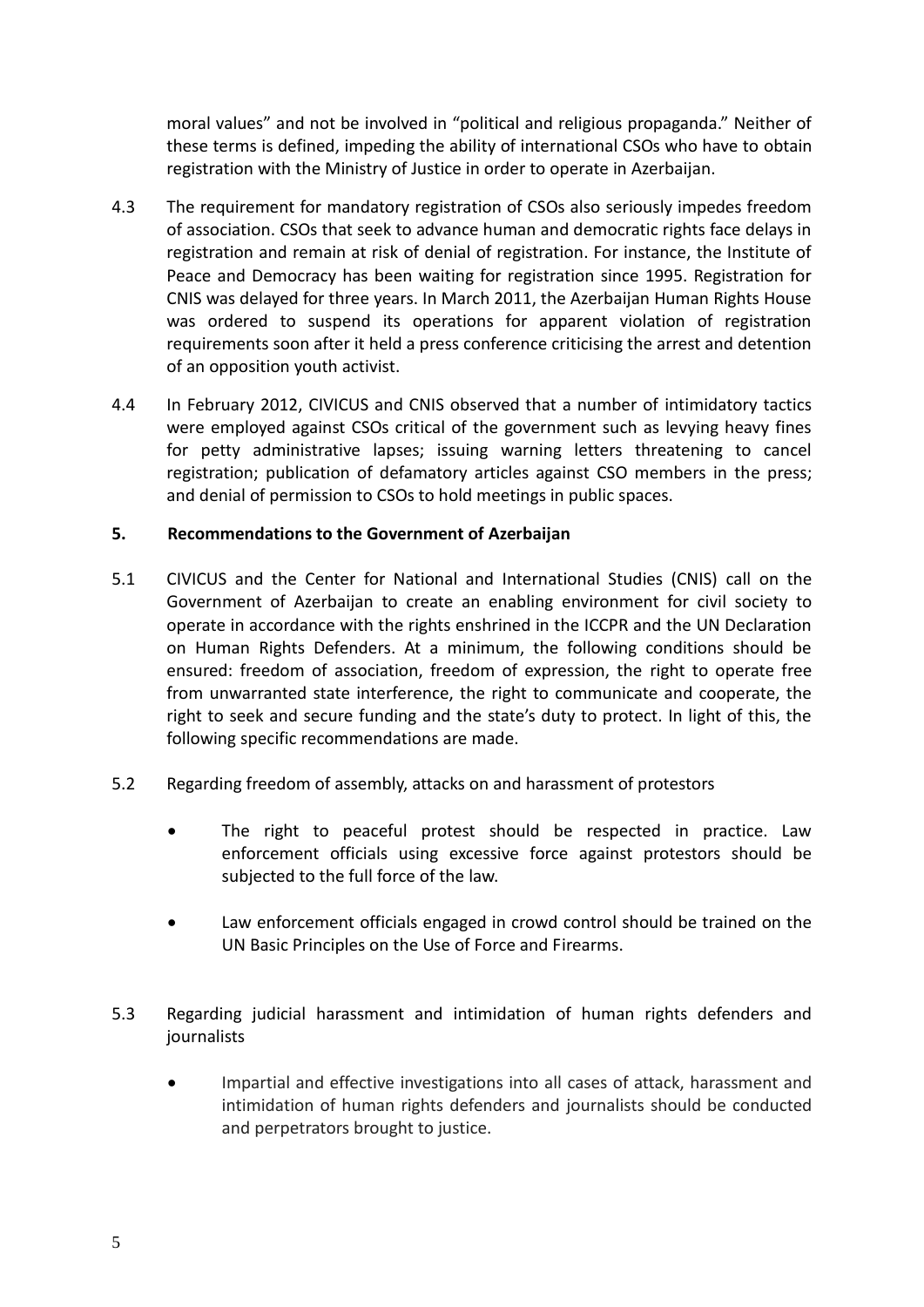moral values" and not be involved in "political and religious propaganda." Neither of these terms is defined, impeding the ability of international CSOs who have to obtain registration with the Ministry of Justice in order to operate in Azerbaijan.

4.3 The requirement for mandatory registration of CSOs also seriously impedes freedom of association. CSOs that seek to advance human and democratic rights face delays in registration and remain at risk of denial of registration. For instance, the Institute of Peace and Democracy has been waiting for registration since 1995. Registration for CNIS was delayed for three years. In March 2011, the Azerbaijan Human Rights House was ordered to suspend its operations for apparent violation of registration requirements soon after it held a press conference criticising the arrest and detention of an opposition youth activist.

4.4 In February 2012, CIVICUS and CNIS observed that a number of intimidatory tactics were employed against CSOs critical of the government such as levying heavy fines for petty administrative lapses; issuing warning letters threatening to cancel registration; publication of defamatory articles against CSO members in the press; and denial of permission to CSOs to hold meetings in public spaces.

## 5. Recommendations to the Government of Azerbaijan

5.1 CIVICUS and the Center for National and International Studies (CNIS) call on the Government of Azerbaijan to create an enabling environment for civil society to operate in accordance with the rights enshrined in the ICCPR and the UN Declaration on Human Rights Defenders. At a minimum, the following conditions should be ensured: freedom of association, freedom of expression, the right to operate free from unwarranted state interference, the right to communicate and cooperate, the right to seek and secure funding and the state's duty to protect. In light of this, the following specific recommendations are made.

5.2 Regarding freedom of assembly, attacks on and harassment of protestors

- The right to peaceful protest should be respected in practice. Law enforcement officials using excessive force against protestors should be subjected to the full force of the law.
- Law enforcement officials engaged in crowd control should be trained on the UN Basic Principles on the Use of Force and Firearms.

5.3 Regarding judicial harassment and intimidation of human rights defenders and journalists

- Impartial and effective investigations into all cases of attack, harassment and intimidation of human rights defenders and journalists should be conducted and perpetrators brought to justice.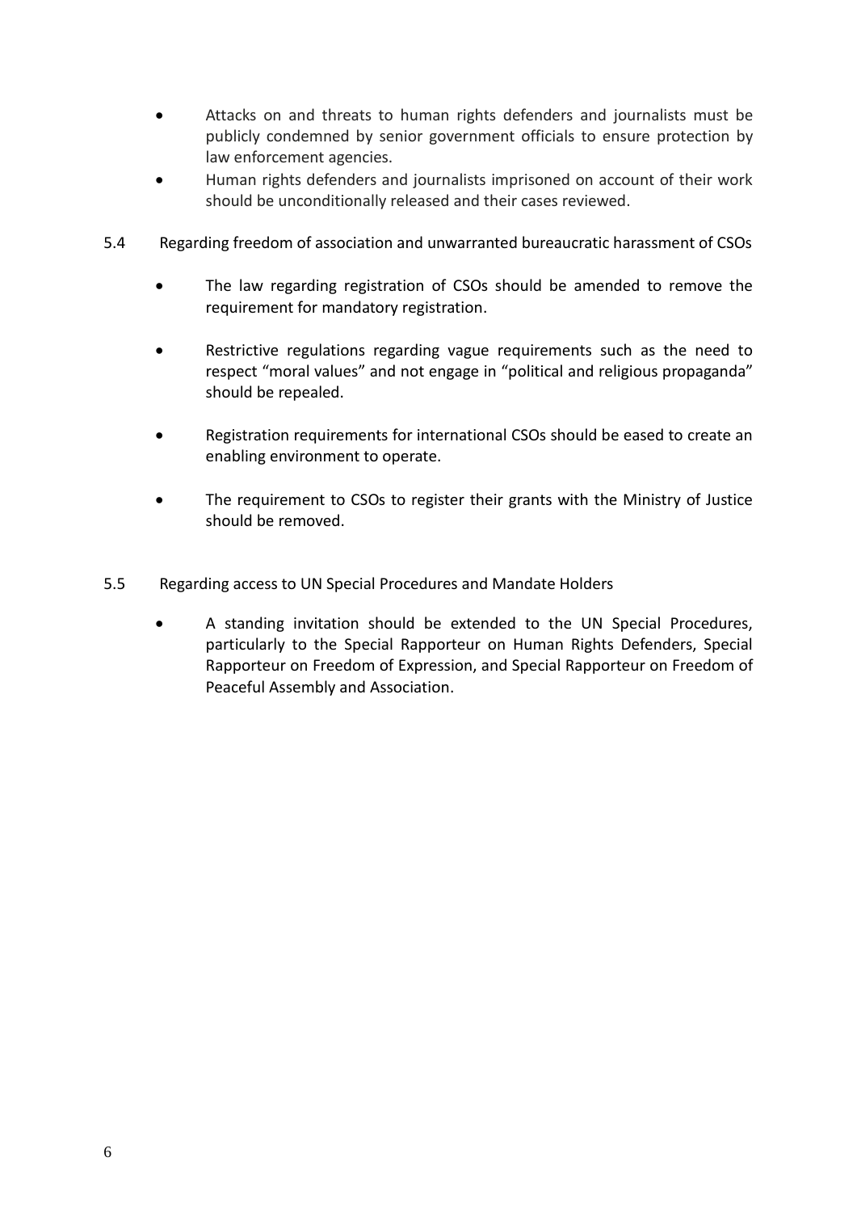- Attacks on and threats to human rights defenders and journalists must be publicly condemned by senior government officials to ensure protection by law enforcement agencies.
- Human rights defenders and journalists imprisoned on account of their work should be unconditionally released and their cases reviewed.

5.4 Regarding freedom of association and unwarranted bureaucratic harassment of CSOs

- The law regarding registration of CSOs should be amended to remove the requirement for mandatory registration.
- Restrictive regulations regarding vague requirements such as the need to respect "moral values" and not engage in "political and religious propaganda" should be repealed.
- Registration requirements for international CSOs should be eased to create an enabling environment to operate.
- The requirement to CSOs to register their grants with the Ministry of Justice should be removed.

5.5 Regarding access to UN Special Procedures and Mandate Holders

- A standing invitation should be extended to the UN Special Procedures, particularly to the Special Rapporteur on Human Rights Defenders, Special Rapporteur on Freedom of Expression, and Special Rapporteur on Freedom of Peaceful Assembly and Association.